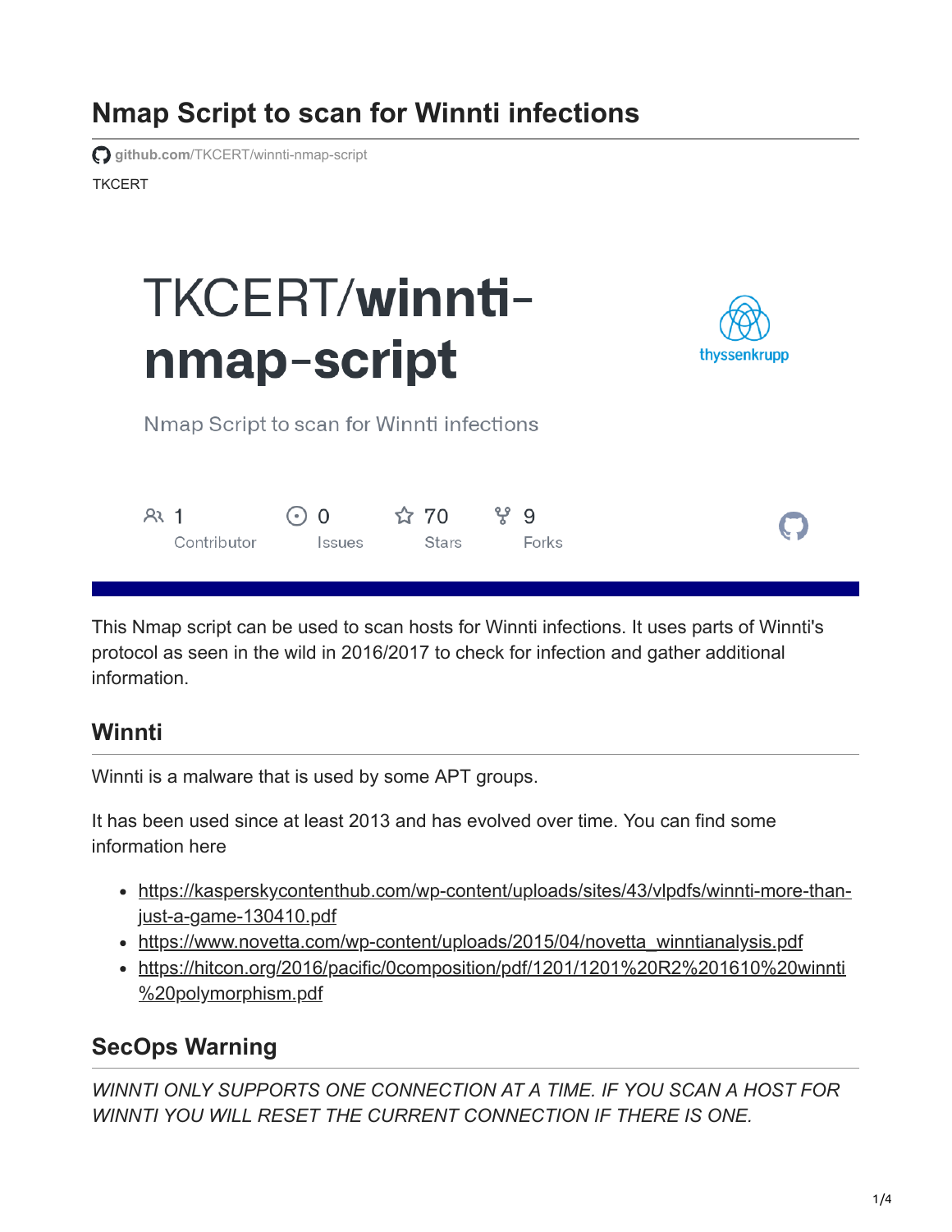# Nmap Script to scan for Winnti infections

github.com/TKCERT/winnti-nmap-script

TKCERT

TKCERT/**winnti-nmap-script**

Nmap Script to scan for Winnti infections

thyssenkrupp

1 Contributor | 0 Issues | 70 Stars | 9 Forks

This Nmap script can be used to scan hosts for Winnti infections. It uses parts of Winnti's protocol as seen in the wild in 2016/2017 to check for infection and gather additional information.

## Winnti

Winnti is a malware that is used by some APT groups.

It has been used since at least 2013 and has evolved over time. You can find some information here

- https://kasperskycontenthub.com/wp-content/uploads/sites/43/vlpdfs/winnti-more-than-just-a-game-130410.pdf
- https://www.novetta.com/wp-content/uploads/2015/04/novetta_winntianalysis.pdf
- https://hitcon.org/2016/pacific/0composition/pdf/1201/1201%20R2%201610%20winnti%20polymorphism.pdf

## SecOps Warning

*WINNTI ONLY SUPPORTS ONE CONNECTION AT A TIME. IF YOU SCAN A HOST FOR WINNTI YOU WILL RESET THE CURRENT CONNECTION IF THERE IS ONE.*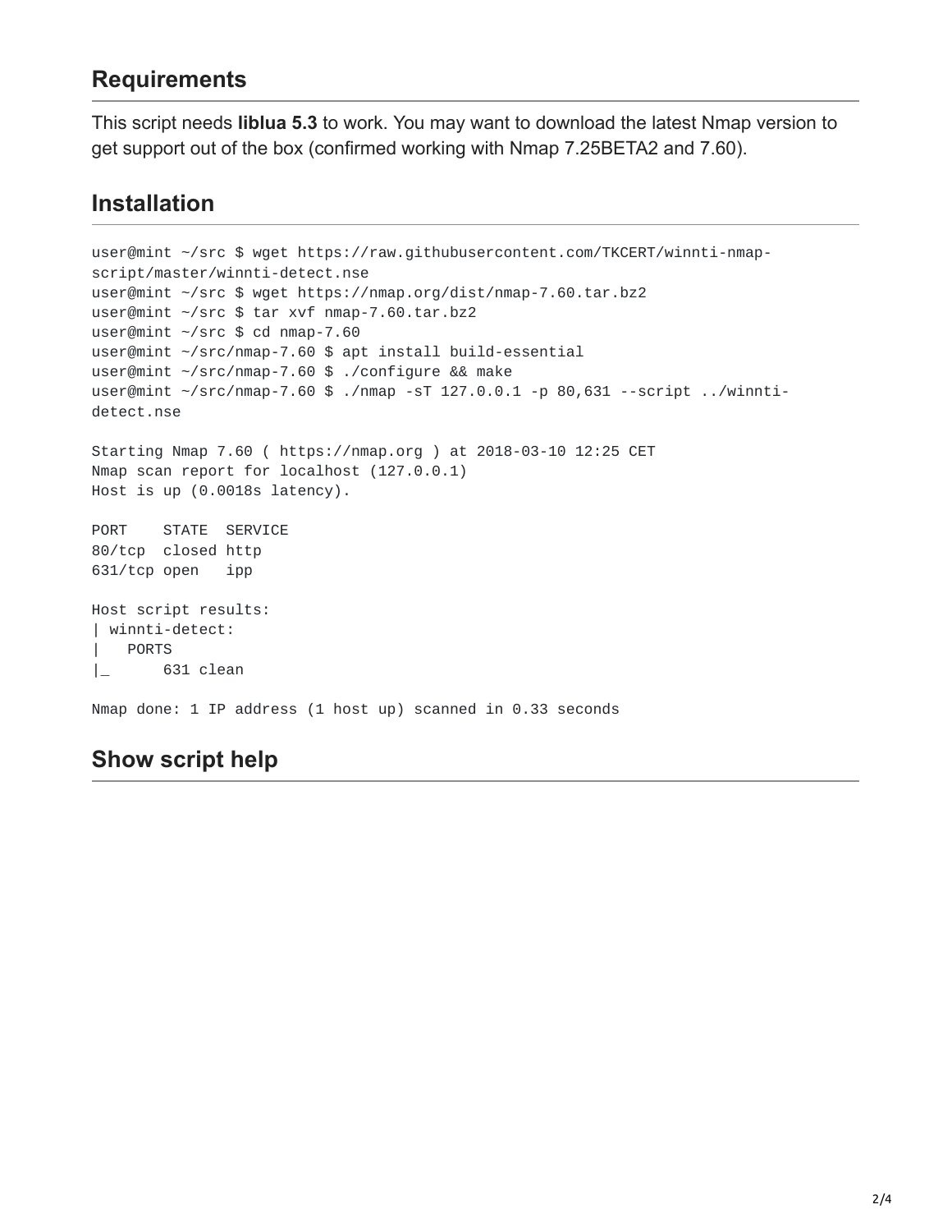## Requirements

This script needs **liblua 5.3** to work. You may want to download the latest Nmap version to get support out of the box (confirmed working with Nmap 7.25BETA2 and 7.60).

## Installation

```
user@mint ~/src $ wget https://raw.githubusercontent.com/TKCERT/winnti-nmap-script/master/winnti-detect.nse
user@mint ~/src $ wget https://nmap.org/dist/nmap-7.60.tar.bz2
user@mint ~/src $ tar xvf nmap-7.60.tar.bz2
user@mint ~/src $ cd nmap-7.60
user@mint ~/src/nmap-7.60 $ apt install build-essential
user@mint ~/src/nmap-7.60 $ ./configure && make
user@mint ~/src/nmap-7.60 $ ./nmap -sT 127.0.0.1 -p 80,631 --script ../winnti-detect.nse

Starting Nmap 7.60 ( https://nmap.org ) at 2018-03-10 12:25 CET
Nmap scan report for localhost (127.0.0.1)
Host is up (0.0018s latency).

PORT    STATE  SERVICE
80/tcp  closed http
631/tcp open   ipp

Host script results:
| winnti-detect:
|   PORTS
|_      631 clean

Nmap done: 1 IP address (1 host up) scanned in 0.33 seconds
```

## Show script help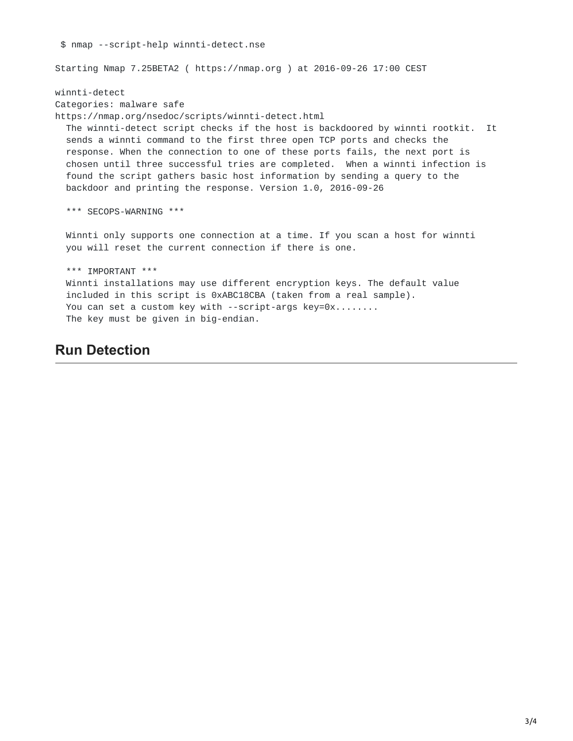```
 $ nmap --script-help winnti-detect.nse

Starting Nmap 7.25BETA2 ( https://nmap.org ) at 2016-09-26 17:00 CEST

winnti-detect
Categories: malware safe
https://nmap.org/nsedoc/scripts/winnti-detect.html
  The winnti-detect script checks if the host is backdoored by winnti rootkit.  It
  sends a winnti command to the first three open TCP ports and checks the
  response. When the connection to one of these ports fails, the next port is
  chosen until three successful tries are completed.  When a winnti infection is
  found the script gathers basic host information by sending a query to the
  backdoor and printing the response. Version 1.0, 2016-09-26

  *** SECOPS-WARNING ***

  Winnti only supports one connection at a time. If you scan a host for winnti
  you will reset the current connection if there is one.

  *** IMPORTANT ***
  Winnti installations may use different encryption keys. The default value
  included in this script is 0xABC18CBA (taken from a real sample).
  You can set a custom key with --script-args key=0x........
  The key must be given in big-endian.
```

## Run Detection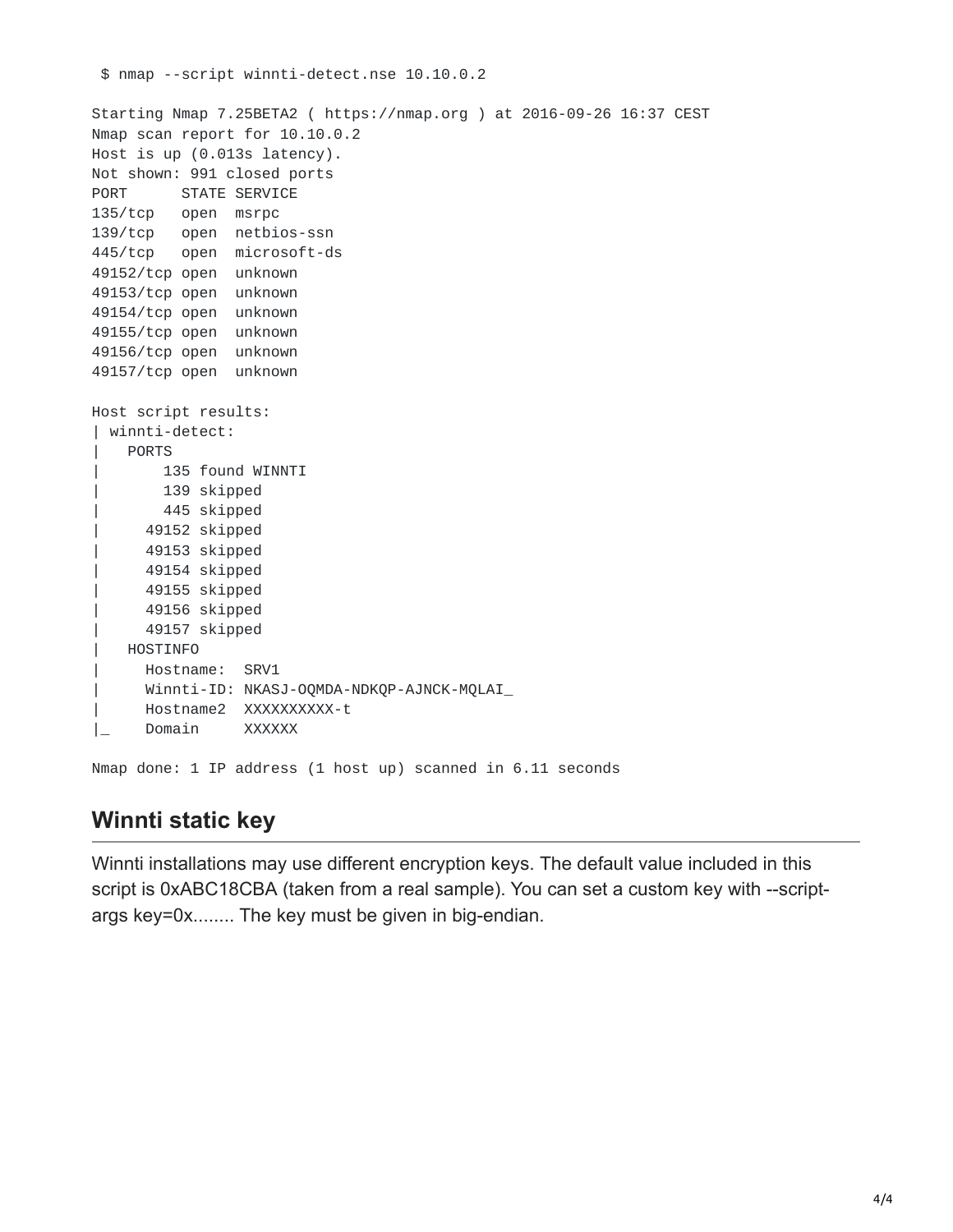```
 $ nmap --script winnti-detect.nse 10.10.0.2

Starting Nmap 7.25BETA2 ( https://nmap.org ) at 2016-09-26 16:37 CEST
Nmap scan report for 10.10.0.2
Host is up (0.013s latency).
Not shown: 991 closed ports
PORT      STATE SERVICE
135/tcp   open  msrpc
139/tcp   open  netbios-ssn
445/tcp   open  microsoft-ds
49152/tcp open  unknown
49153/tcp open  unknown
49154/tcp open  unknown
49155/tcp open  unknown
49156/tcp open  unknown
49157/tcp open  unknown

Host script results:
| winnti-detect:
|   PORTS
|       135 found WINNTI
|       139 skipped
|       445 skipped
|     49152 skipped
|     49153 skipped
|     49154 skipped
|     49155 skipped
|     49156 skipped
|     49157 skipped
|   HOSTINFO
|     Hostname:  SRV1
|     Winnti-ID: NKASJ-OQMDA-NDKQP-AJNCK-MQLAI_
|     Hostname2  XXXXXXXXXX-t
|_    Domain     XXXXXX

Nmap done: 1 IP address (1 host up) scanned in 6.11 seconds
```

## Winnti static key

Winnti installations may use different encryption keys. The default value included in this script is 0xABC18CBA (taken from a real sample). You can set a custom key with --script-args key=0x........ The key must be given in big-endian.